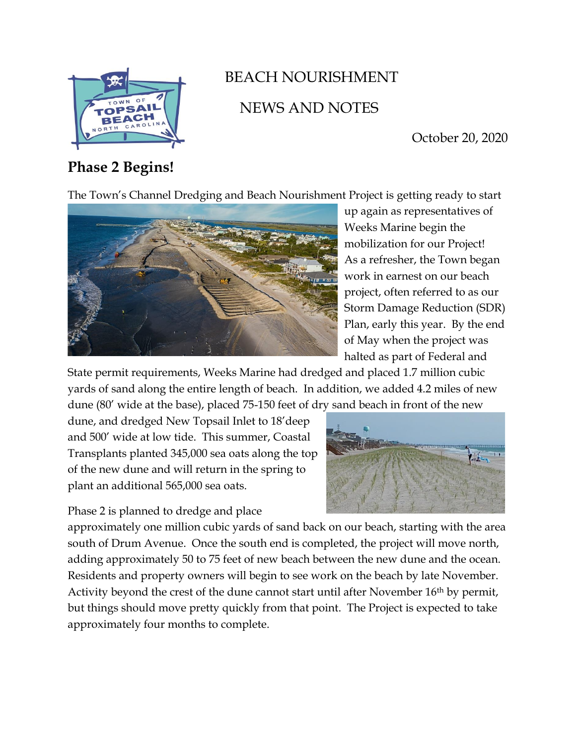# BEACH NOURISHMENT NEWS AND NOTES

October 20, 2020

## Phase 2 Begins!

The Town's Channel Dredging and Beach Nourishment Project is getting ready to start up again as representatives of Weeks Marine begin the mobilization for our Project! As a refresher, the Town began work in earnest on our beach project, often referred to as our Storm Damage Reduction (SDR) Plan, early this year. By the end of May when the project was halted as part of Federal and State permit requirements, Weeks Marine had dredged and placed 1.7 million cubic yards of sand along the entire length of beach. In addition, we added 4.2 miles of new dune (80' wide at the base), placed 75-150 feet of dry sand beach in front of the new dune, and dredged New Topsail Inlet to 18'deep and 500' wide at low tide. This summer, Coastal Transplants planted 345,000 sea oats along the top of the new dune and will return in the spring to plant an additional 565,000 sea oats.

Phase 2 is planned to dredge and place approximately one million cubic yards of sand back on our beach, starting with the area south of Drum Avenue. Once the south end is completed, the project will move north, adding approximately 50 to 75 feet of new beach between the new dune and the ocean. Residents and property owners will begin to see work on the beach by late November. Activity beyond the crest of the dune cannot start until after November 16th by permit, but things should move pretty quickly from that point. The Project is expected to take approximately four months to complete.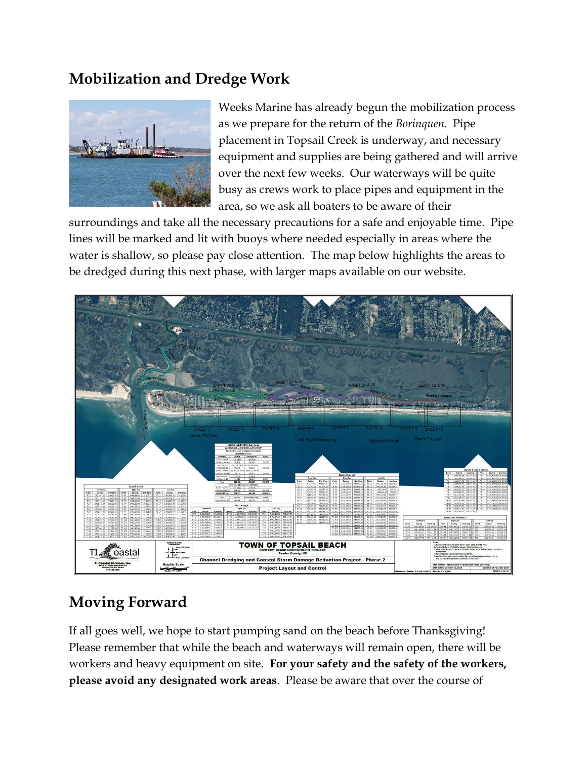## Mobilization and Dredge Work

Weeks Marine has already begun the mobilization process as we prepare for the return of the *Borinquen*. Pipe placement in Topsail Creek is underway, and necessary equipment and supplies are being gathered and will arrive over the next few weeks. Our waterways will be quite busy as crews work to place pipes and equipment in the area, so we ask all boaters to be aware of their surroundings and take all the necessary precautions for a safe and enjoyable time. Pipe lines will be marked and lit with buoys where needed especially in areas where the water is shallow, so please pay close attention. The map below highlights the areas to be dredged during this next phase, with larger maps available on our website.

## Moving Forward

If all goes well, we hope to start pumping sand on the beach before Thanksgiving! Please remember that while the beach and waterways will remain open, there will be workers and heavy equipment on site. **For your safety and the safety of the workers, please avoid any designated work areas**. Please be aware that over the course of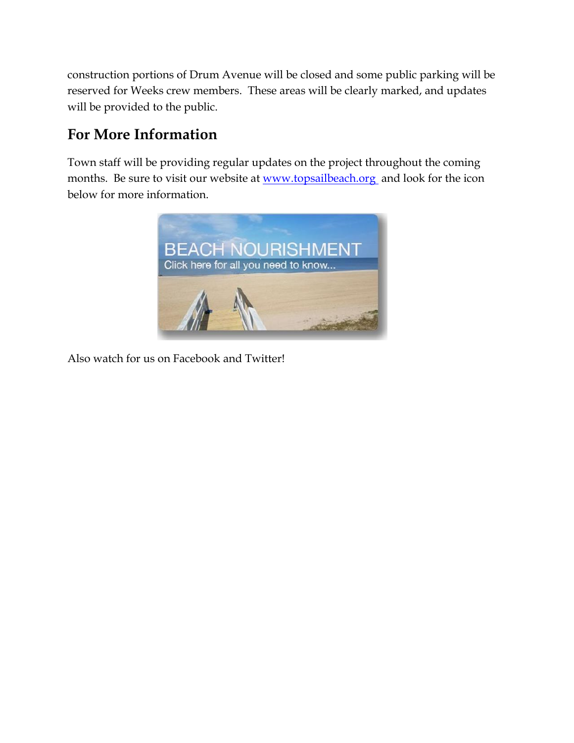construction portions of Drum Avenue will be closed and some public parking will be reserved for Weeks crew members. These areas will be clearly marked, and updates will be provided to the public.

## For More Information

Town staff will be providing regular updates on the project throughout the coming months. Be sure to visit our website at [www.topsailbeach.org](http://www.topsailbeach.org) and look for the icon below for more information.

Also watch for us on Facebook and Twitter!